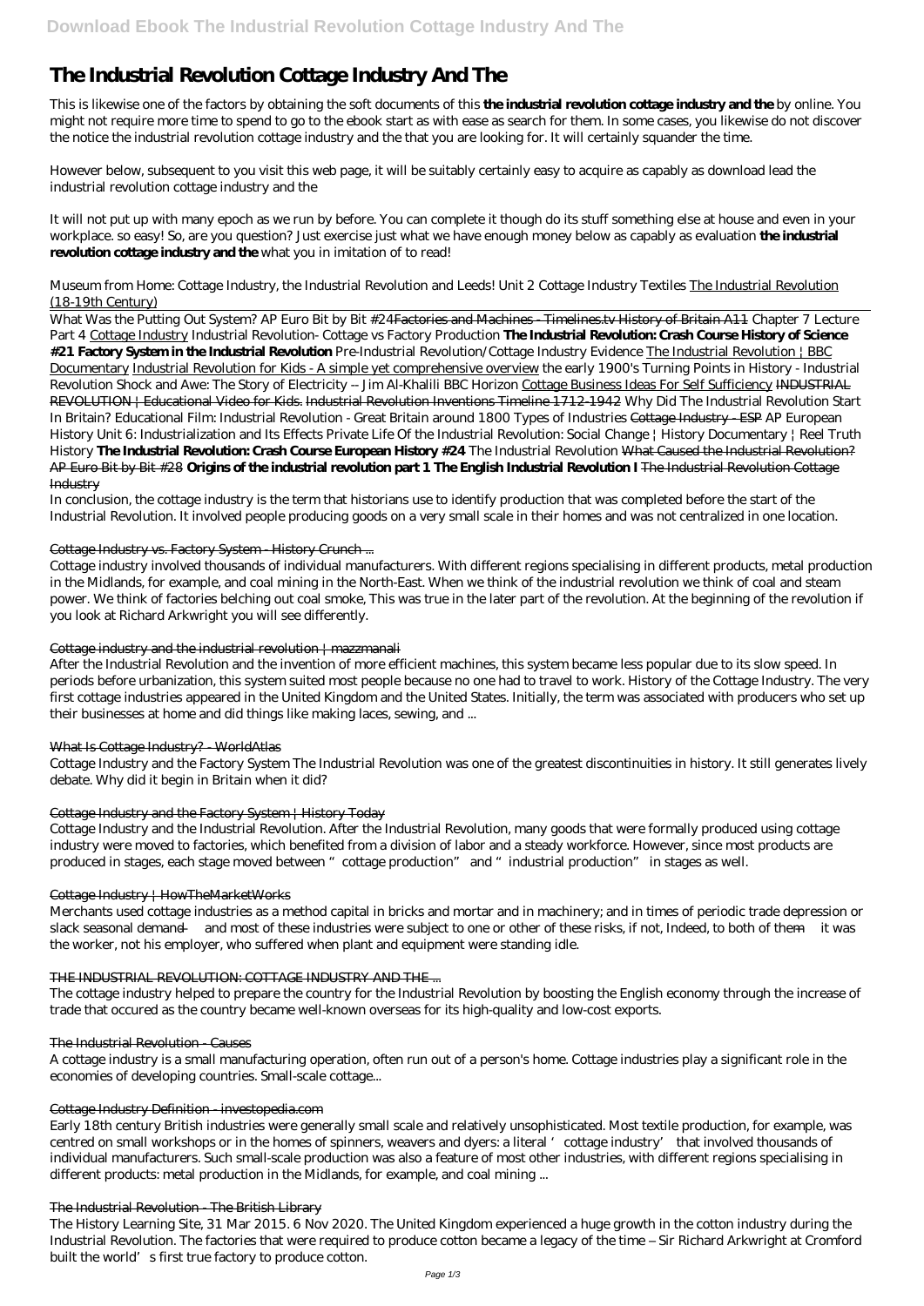# The Industrial Revolution Cottage Industry And The

This is likewise one of the factors by obtaining the soft documents of this **the industrial revolution cottage industry and the** by online. You might not require more time to spend to go to the ebook start as with ease as search for them. In some cases, you likewise do not discover the notice the industrial revolution cottage industry and the that you are looking for. It will certainly squander the time.

However below, subsequent to you visit this web page, it will be suitably certainly easy to acquire as capably as download lead the industrial revolution cottage industry and the

It will not put up with many epoch as we run by before. You can complete it though do its stuff something else at house and even in your workplace. so easy! So, are you question? Just exercise just what we have enough money below as capably as evaluation **the industrial revolution cottage industry and the** what you in imitation of to read!

*Museum from Home: Cottage Industry, the Industrial Revolution and Leeds!* Unit 2 Cottage Industry Textiles The Industrial Revolution (18-19th Century)

What Was the Putting Out System? AP Euro Bit by Bit #24Factories and Machines - Timelines.tv History of Britain A11 *Chapter 7 Lecture Part 4* Cottage Industry *Industrial Revolution- Cottage vs Factory Production* **The Industrial Revolution: Crash Course History of Science #21 Factory System in the Industrial Revolution** *Pre-Industrial Revolution/Cottage Industry Evidence* The Industrial Revolution | BBC Documentary Industrial Revolution for Kids - A simple yet comprehensive overview *the early 1900's Turning Points in History - Industrial Revolution Shock and Awe: The Story of Electricity -- Jim Al-Khalili BBC Horizon* Cottage Business Ideas For Self Sufficiency INDUSTRIAL REVOLUTION | Educational Video for Kids. Industrial Revolution Inventions Timeline 1712-1942 *Why Did The Industrial Revolution Start In Britain? Educational Film: Industrial Revolution - Great Britain around 1800 Types of Industries* Cottage Industry - ESP *AP European History Unit 6: Industrialization and Its Effects Private Life Of the Industrial Revolution: Social Change | History Documentary | Reel Truth History* **The Industrial Revolution: Crash Course European History #24** *The Industrial Revolution* What Caused the Industrial Revolution? AP Euro Bit by Bit #28 **Origins of the industrial revolution part 1 The English Industrial Revolution I** The Industrial Revolution Cottage Industry

In conclusion, the cottage industry is the term that historians use to identify production that was completed before the start of the Industrial Revolution. It involved people producing goods on a very small scale in their homes and was not centralized in one location.

## Cottage Industry vs. Factory System - History Crunch ...

Cottage industry involved thousands of individual manufacturers. With different regions specialising in different products, metal production in the Midlands, for example, and coal mining in the North-East. When we think of the industrial revolution we think of coal and steam power. We think of factories belching out coal smoke, This was true in the later part of the revolution. At the beginning of the revolution if you look at Richard Arkwright you will see differently.

## Cottage industry and the industrial revolution | mazzmanali

After the Industrial Revolution and the invention of more efficient machines, this system became less popular due to its slow speed. In periods before urbanization, this system suited most people because no one had to travel to work. History of the Cottage Industry. The very first cottage industries appeared in the United Kingdom and the United States. Initially, the term was associated with producers who set up their businesses at home and did things like making laces, sewing, and ...

## What Is Cottage Industry? - WorldAtlas

Cottage Industry and the Factory System The Industrial Revolution was one of the greatest discontinuities in history. It still generates lively debate. Why did it begin in Britain when it did?

## Cottage Industry and the Factory System | History Today

Cottage Industry and the Industrial Revolution. After the Industrial Revolution, many goods that were formally produced using cottage industry were moved to factories, which benefited from a division of labor and a steady workforce. However, since most products are produced in stages, each stage moved between "cottage production" and "industrial production" in stages as well.

## Cottage Industry | HowTheMarketWorks

Merchants used cottage industries as a method capital in bricks and mortar and in machinery; and in times of periodic trade depression or slack seasonal demand — and most of these industries were subject to one or other of these risks, if not, Indeed, to both of them — it was the worker, not his employer, who suffered when plant and equipment were standing idle.

## THE INDUSTRIAL REVOLUTION: COTTAGE INDUSTRY AND THE ...

The cottage industry helped to prepare the country for the Industrial Revolution by boosting the English economy through the increase of trade that occured as the country became well-known overseas for its high-quality and low-cost exports.

## The Industrial Revolution - Causes

A cottage industry is a small manufacturing operation, often run out of a person's home. Cottage industries play a significant role in the economies of developing countries. Small-scale cottage...

## Cottage Industry Definition - investopedia.com

Early 18th century British industries were generally small scale and relatively unsophisticated. Most textile production, for example, was centred on small workshops or in the homes of spinners, weavers and dyers: a literal 'cottage industry' that involved thousands of individual manufacturers. Such small-scale production was also a feature of most other industries, with different regions specialising in different products: metal production in the Midlands, for example, and coal mining ...

## The Industrial Revolution - The British Library

The History Learning Site, 31 Mar 2015. 6 Nov 2020. The United Kingdom experienced a huge growth in the cotton industry during the Industrial Revolution. The factories that were required to produce cotton became a legacy of the time – Sir Richard Arkwright at Cromford built the world's first true factory to produce cotton.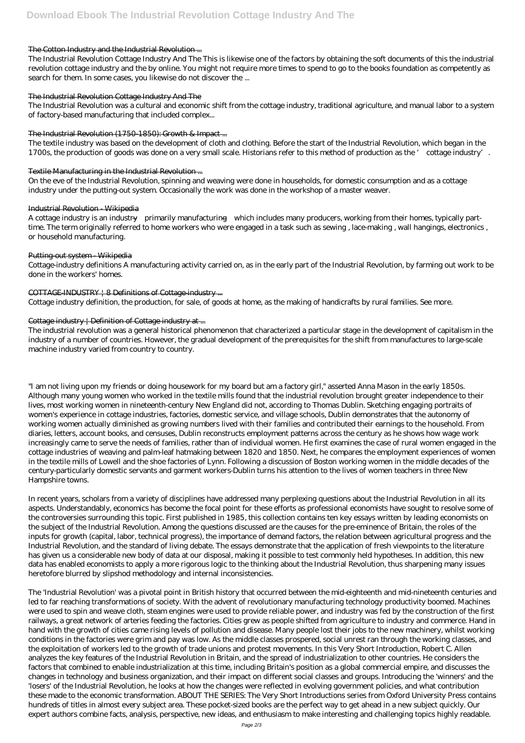### The Cotton Industry and the Industrial Revolution ...

The Industrial Revolution Cottage Industry And The This is likewise one of the factors by obtaining the soft documents of this the industrial revolution cottage industry and the by online. You might not require more times to spend to go to the books foundation as competently as search for them. In some cases, you likewise do not discover the ...

### The Industrial Revolution Cottage Industry And The

The Industrial Revolution was a cultural and economic shift from the cottage industry, traditional agriculture, and manual labor to a system of factory-based manufacturing that included complex...

### The Industrial Revolution (1750-1850): Growth & Impact ...

The textile industry was based on the development of cloth and clothing. Before the start of the Industrial Revolution, which began in the 1700s, the production of goods was done on a very small scale. Historians refer to this method of production as the ' cottage industry'.

### Textile Manufacturing in the Industrial Revolution ...

On the eve of the Industrial Revolution, spinning and weaving were done in households, for domestic consumption and as a cottage industry under the putting-out system. Occasionally the work was done in the workshop of a master weaver.

### Industrial Revolution - Wikipedia

A cottage industry is an industry—primarily manufacturing—which includes many producers, working from their homes, typically part-time. The term originally referred to home workers who were engaged in a task such as sewing , lace-making , wall hangings, electronics , or household manufacturing.

### Putting-out system - Wikipedia

Cottage-industry definitions A manufacturing activity carried on, as in the early part of the Industrial Revolution, by farming out work to be done in the workers' homes.

### COTTAGE-INDUSTRY | 8 Definitions of Cottage-industry ...

Cottage industry definition, the production, for sale, of goods at home, as the making of handicrafts by rural families. See more.

### Cottage industry | Definition of Cottage industry at ...

The industrial revolution was a general historical phenomenon that characterized a particular stage in the development of capitalism in the industry of a number of countries. However, the gradual development of the prerequisites for the shift from manufactures to large-scale machine industry varied from country to country.

"I am not living upon my friends or doing housework for my board but am a factory girl," asserted Anna Mason in the early 1850s. Although many young women who worked in the textile mills found that the industrial revolution brought greater independence to their lives, most working women in nineteenth-century New England did not, according to Thomas Dublin. Sketching engaging portraits of women's experience in cottage industries, factories, domestic service, and village schools, Dublin demonstrates that the autonomy of working women actually diminished as growing numbers lived with their families and contributed their earnings to the household. From diaries, letters, account books, and censuses, Dublin reconstructs employment patterns across the century as he shows how wage work increasingly came to serve the needs of families, rather than of individual women. He first examines the case of rural women engaged in the cottage industries of weaving and palm-leaf hatmaking between 1820 and 1850. Next, he compares the employment experiences of women in the textile mills of Lowell and the shoe factories of Lynn. Following a discussion of Boston working women in the middle decades of the century-particularly domestic servants and garment workers-Dublin turns his attention to the lives of women teachers in three New Hampshire towns.

In recent years, scholars from a variety of disciplines have addressed many perplexing questions about the Industrial Revolution in all its aspects. Understandably, economics has become the focal point for these efforts as professional economists have sought to resolve some of the controversies surrounding this topic. First published in 1985, this collection contains ten key essays written by leading economists on the subject of the Industrial Revolution. Among the questions discussed are the causes for the pre-eminence of Britain, the roles of the inputs for growth (capital, labor, technical progress), the importance of demand factors, the relation between agricultural progress and the Industrial Revolution, and the standard of living debate. The essays demonstrate that the application of fresh viewpoints to the literature has given us a considerable new body of data at our disposal, making it possible to test commonly held hypotheses. In addition, this new data has enabled economists to apply a more rigorous logic to the thinking about the Industrial Revolution, thus sharpening many issues heretofore blurred by slipshod methodology and internal inconsistencies.

The 'Industrial Revolution' was a pivotal point in British history that occurred between the mid-eighteenth and mid-nineteenth centuries and led to far reaching transformations of society. With the advent of revolutionary manufacturing technology productivity boomed. Machines were used to spin and weave cloth, steam engines were used to provide reliable power, and industry was fed by the construction of the first railways, a great network of arteries feeding the factories. Cities grew as people shifted from agriculture to industry and commerce. Hand in hand with the growth of cities came rising levels of pollution and disease. Many people lost their jobs to the new machinery, whilst working conditions in the factories were grim and pay was low. As the middle classes prospered, social unrest ran through the working classes, and the exploitation of workers led to the growth of trade unions and protest movements. In this Very Short Introduction, Robert C. Allen analyzes the key features of the Industrial Revolution in Britain, and the spread of industrialization to other countries. He considers the factors that combined to enable industrialization at this time, including Britain's position as a global commercial empire, and discusses the changes in technology and business organization, and their impact on different social classes and groups. Introducing the 'winners' and the 'losers' of the Industrial Revolution, he looks at how the changes were reflected in evolving government policies, and what contribution these made to the economic transformation. ABOUT THE SERIES: The Very Short Introductions series from Oxford University Press contains hundreds of titles in almost every subject area. These pocket-sized books are the perfect way to get ahead in a new subject quickly. Our expert authors combine facts, analysis, perspective, new ideas, and enthusiasm to make interesting and challenging topics highly readable.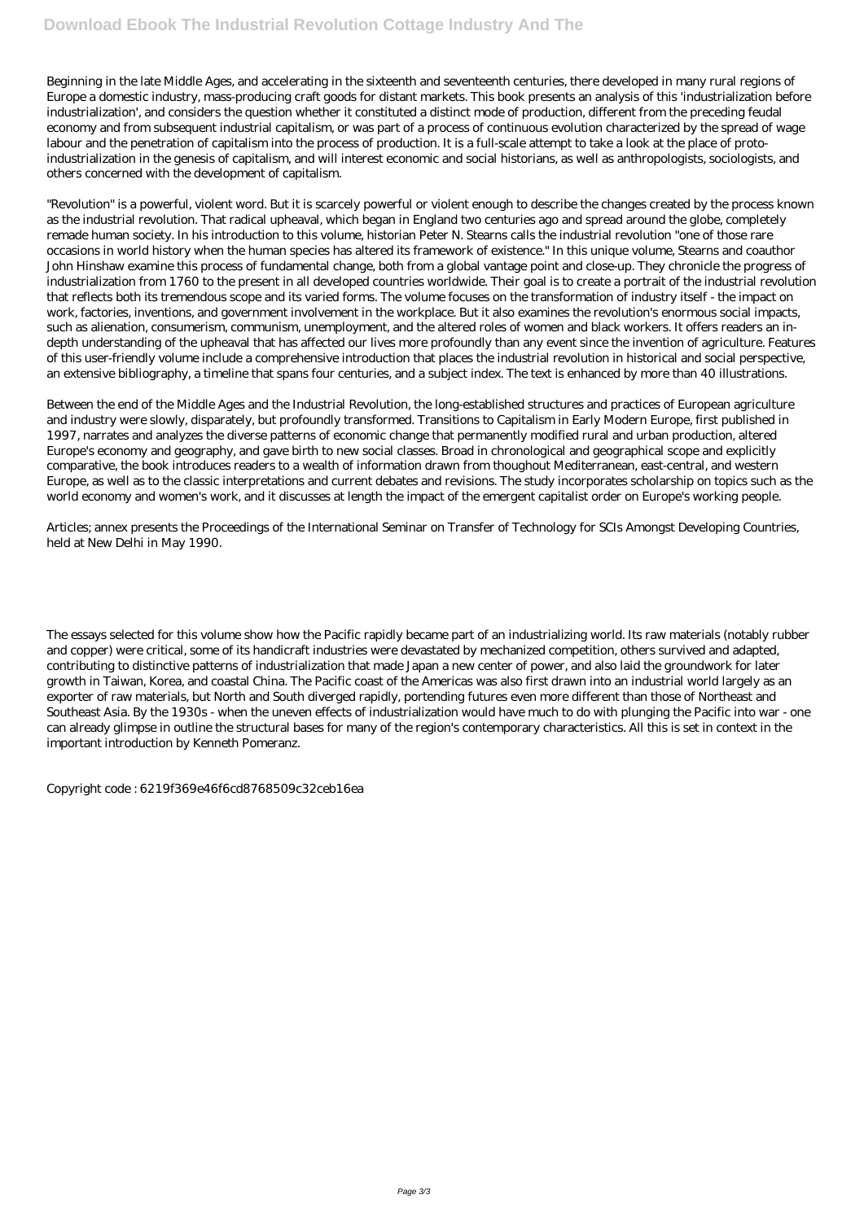Beginning in the late Middle Ages, and accelerating in the sixteenth and seventeenth centuries, there developed in many rural regions of Europe a domestic industry, mass-producing craft goods for distant markets. This book presents an analysis of this 'industrialization before industrialization', and considers the question whether it constituted a distinct mode of production, different from the preceding feudal economy and from subsequent industrial capitalism, or was part of a process of continuous evolution characterized by the spread of wage labour and the penetration of capitalism into the process of production. It is a full-scale attempt to take a look at the place of proto-industrialization in the genesis of capitalism, and will interest economic and social historians, as well as anthropologists, sociologists, and others concerned with the development of capitalism.

"Revolution" is a powerful, violent word. But it is scarcely powerful or violent enough to describe the changes created by the process known as the industrial revolution. That radical upheaval, which began in England two centuries ago and spread around the globe, completely remade human society. In his introduction to this volume, historian Peter N. Stearns calls the industrial revolution "one of those rare occasions in world history when the human species has altered its framework of existence." In this unique volume, Stearns and coauthor John Hinshaw examine this process of fundamental change, both from a global vantage point and close-up. They chronicle the progress of industrialization from 1760 to the present in all developed countries worldwide. Their goal is to create a portrait of the industrial revolution that reflects both its tremendous scope and its varied forms. The volume focuses on the transformation of industry itself - the impact on work, factories, inventions, and government involvement in the workplace. But it also examines the revolution's enormous social impacts, such as alienation, consumerism, communism, unemployment, and the altered roles of women and black workers. It offers readers an in-depth understanding of the upheaval that has affected our lives more profoundly than any event since the invention of agriculture. Features of this user-friendly volume include a comprehensive introduction that places the industrial revolution in historical and social perspective, an extensive bibliography, a timeline that spans four centuries, and a subject index. The text is enhanced by more than 40 illustrations.

Between the end of the Middle Ages and the Industrial Revolution, the long-established structures and practices of European agriculture and industry were slowly, disparately, but profoundly transformed. Transitions to Capitalism in Early Modern Europe, first published in 1997, narrates and analyzes the diverse patterns of economic change that permanently modified rural and urban production, altered Europe's economy and geography, and gave birth to new social classes. Broad in chronological and geographical scope and explicitly comparative, the book introduces readers to a wealth of information drawn from thoughout Mediterranean, east-central, and western Europe, as well as to the classic interpretations and current debates and revisions. The study incorporates scholarship on topics such as the world economy and women's work, and it discusses at length the impact of the emergent capitalist order on Europe's working people.

Articles; annex presents the Proceedings of the International Seminar on Transfer of Technology for SCIs Amongst Developing Countries, held at New Delhi in May 1990.

The essays selected for this volume show how the Pacific rapidly became part of an industrializing world. Its raw materials (notably rubber and copper) were critical, some of its handicraft industries were devastated by mechanized competition, others survived and adapted, contributing to distinctive patterns of industrialization that made Japan a new center of power, and also laid the groundwork for later growth in Taiwan, Korea, and coastal China. The Pacific coast of the Americas was also first drawn into an industrial world largely as an exporter of raw materials, but North and South diverged rapidly, portending futures even more different than those of Northeast and Southeast Asia. By the 1930s - when the uneven effects of industrialization would have much to do with plunging the Pacific into war - one can already glimpse in outline the structural bases for many of the region's contemporary characteristics. All this is set in context in the important introduction by Kenneth Pomeranz.

Copyright code : 6219f369e46f6cd8768509c32ceb16ea